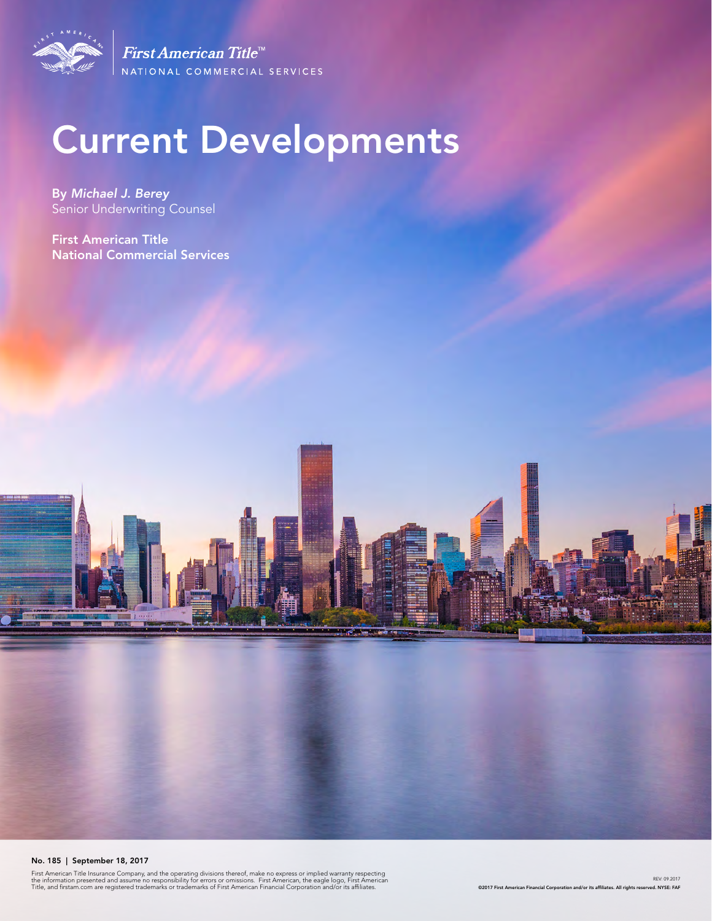First American Title™
NATIONAL COMMERCIAL SERVICES

# Current Developments

By *Michael J. Berey*
Senior Underwriting Counsel

**First American Title**
**National Commercial Services**

**No. 185 | September 18, 2017**

First American Title Insurance Company, and the operating divisions thereof, make no express or implied warranty respecting the information presented and assume no responsibility for errors or omissions. First American, the eagle logo, First American Title, and firstam.com are registered trademarks or trademarks of First American Financial Corporation and/or its affiliates.

REV: 09.2017

©2017 First American Financial Corporation and/or its affiliates. All rights reserved. NYSE: FAF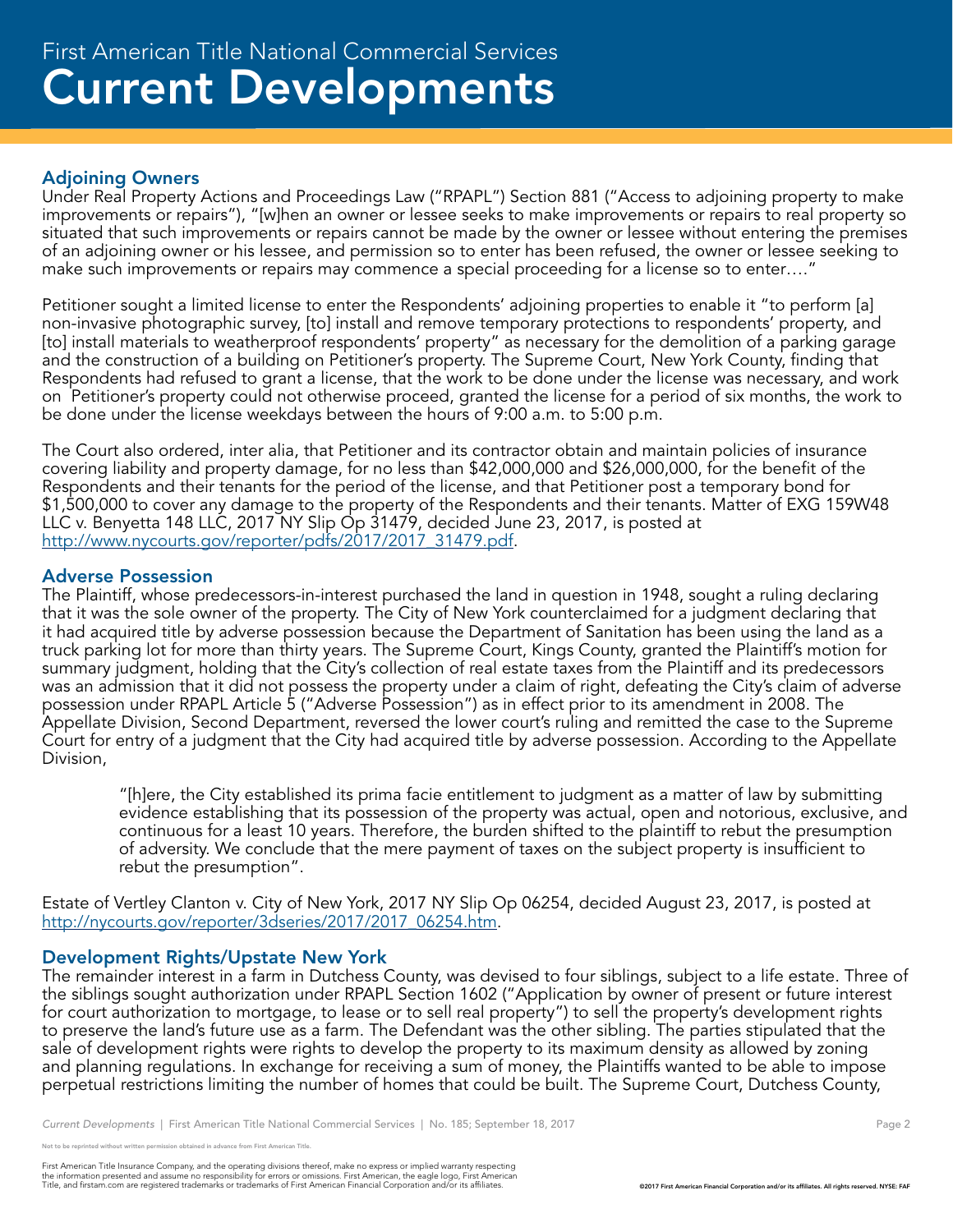First American Title National Commercial Services

# Current Developments

## Adjoining Owners

Under Real Property Actions and Proceedings Law ("RPAPL") Section 881 ("Access to adjoining property to make improvements or repairs"), "[w]hen an owner or lessee seeks to make improvements or repairs to real property so situated that such improvements or repairs cannot be made by the owner or lessee without entering the premises of an adjoining owner or his lessee, and permission so to enter has been refused, the owner or lessee seeking to make such improvements or repairs may commence a special proceeding for a license so to enter…."

Petitioner sought a limited license to enter the Respondents' adjoining properties to enable it "to perform [a] non-invasive photographic survey, [to] install and remove temporary protections to respondents' property, and [to] install materials to weatherproof respondents' property" as necessary for the demolition of a parking garage and the construction of a building on Petitioner's property. The Supreme Court, New York County, finding that Respondents had refused to grant a license, that the work to be done under the license was necessary, and work on Petitioner's property could not otherwise proceed, granted the license for a period of six months, the work to be done under the license weekdays between the hours of 9:00 a.m. to 5:00 p.m.

The Court also ordered, inter alia, that Petitioner and its contractor obtain and maintain policies of insurance covering liability and property damage, for no less than $42,000,000 and $26,000,000, for the benefit of the Respondents and their tenants for the period of the license, and that Petitioner post a temporary bond for $1,500,000 to cover any damage to the property of the Respondents and their tenants. Matter of EXG 159W48 LLC v. Benyetta 148 LLC, 2017 NY Slip Op 31479, decided June 23, 2017, is posted at http://www.nycourts.gov/reporter/pdfs/2017/2017_31479.pdf.

## Adverse Possession

The Plaintiff, whose predecessors-in-interest purchased the land in question in 1948, sought a ruling declaring that it was the sole owner of the property. The City of New York counterclaimed for a judgment declaring that it had acquired title by adverse possession because the Department of Sanitation has been using the land as a truck parking lot for more than thirty years. The Supreme Court, Kings County, granted the Plaintiff's motion for summary judgment, holding that the City's collection of real estate taxes from the Plaintiff and its predecessors was an admission that it did not possess the property under a claim of right, defeating the City's claim of adverse possession under RPAPL Article 5 ("Adverse Possession") as in effect prior to its amendment in 2008. The Appellate Division, Second Department, reversed the lower court's ruling and remitted the case to the Supreme Court for entry of a judgment that the City had acquired title by adverse possession. According to the Appellate Division,

> "[h]ere, the City established its prima facie entitlement to judgment as a matter of law by submitting evidence establishing that its possession of the property was actual, open and notorious, exclusive, and continuous for a least 10 years. Therefore, the burden shifted to the plaintiff to rebut the presumption of adversity. We conclude that the mere payment of taxes on the subject property is insufficient to rebut the presumption".

Estate of Vertley Clanton v. City of New York, 2017 NY Slip Op 06254, decided August 23, 2017, is posted at http://nycourts.gov/reporter/3dseries/2017/2017_06254.htm.

## Development Rights/Upstate New York

The remainder interest in a farm in Dutchess County, was devised to four siblings, subject to a life estate. Three of the siblings sought authorization under RPAPL Section 1602 ("Application by owner of present or future interest for court authorization to mortgage, to lease or to sell real property") to sell the property's development rights to preserve the land's future use as a farm. The Defendant was the other sibling. The parties stipulated that the sale of development rights were rights to develop the property to its maximum density as allowed by zoning and planning regulations. In exchange for receiving a sum of money, the Plaintiffs wanted to be able to impose perpetual restrictions limiting the number of homes that could be built. The Supreme Court, Dutchess County,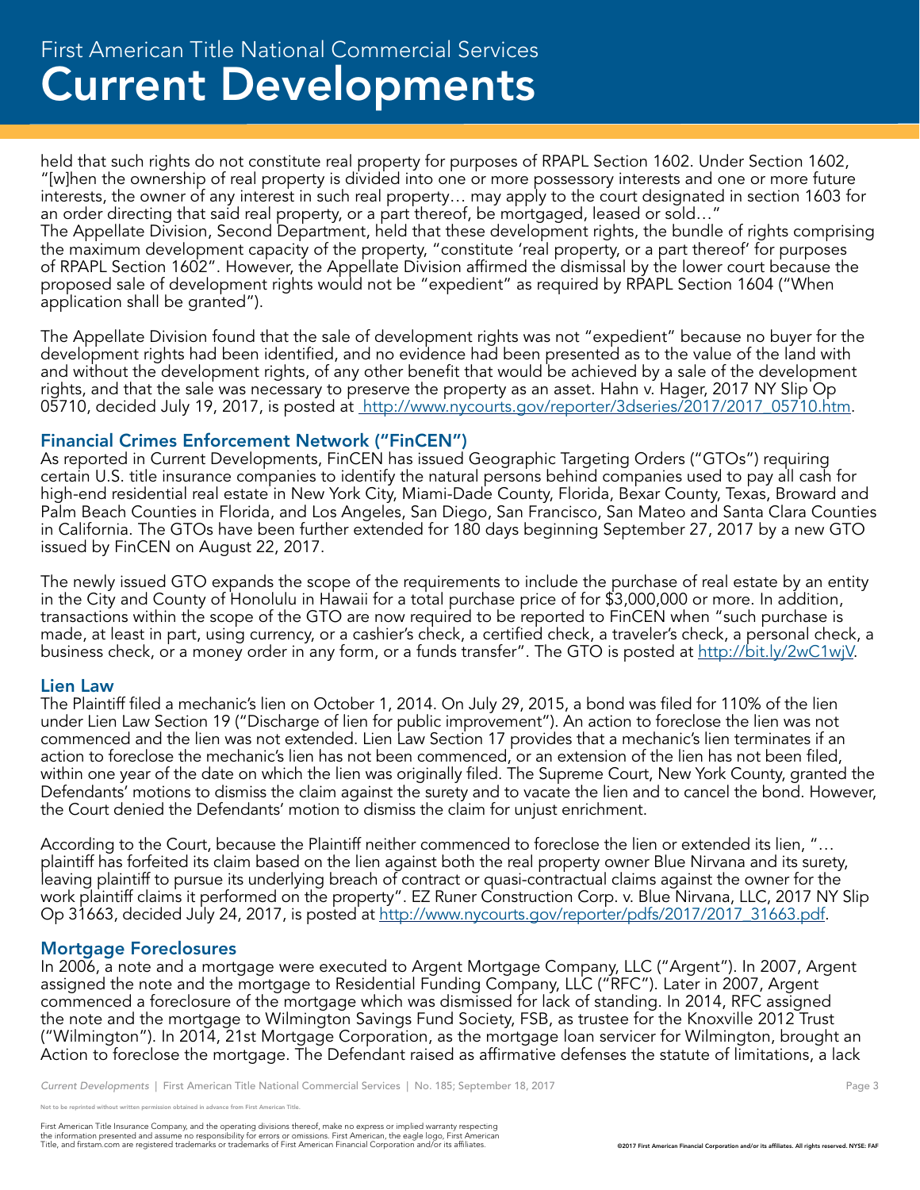held that such rights do not constitute real property for purposes of RPAPL Section 1602. Under Section 1602, "[w]hen the ownership of real property is divided into one or more possessory interests and one or more future interests, the owner of any interest in such real property… may apply to the court designated in section 1603 for an order directing that said real property, or a part thereof, be mortgaged, leased or sold…"
The Appellate Division, Second Department, held that these development rights, the bundle of rights comprising the maximum development capacity of the property, "constitute 'real property, or a part thereof' for purposes of RPAPL Section 1602". However, the Appellate Division affirmed the dismissal by the lower court because the proposed sale of development rights would not be "expedient" as required by RPAPL Section 1604 ("When application shall be granted").

The Appellate Division found that the sale of development rights was not "expedient" because no buyer for the development rights had been identified, and no evidence had been presented as to the value of the land with and without the development rights, of any other benefit that would be achieved by a sale of the development rights, and that the sale was necessary to preserve the property as an asset. Hahn v. Hager, 2017 NY Slip Op 05710, decided July 19, 2017, is posted at http://www.nycourts.gov/reporter/3dseries/2017/2017_05710.htm.

## Financial Crimes Enforcement Network ("FinCEN")

As reported in Current Developments, FinCEN has issued Geographic Targeting Orders ("GTOs") requiring certain U.S. title insurance companies to identify the natural persons behind companies used to pay all cash for high-end residential real estate in New York City, Miami-Dade County, Florida, Bexar County, Texas, Broward and Palm Beach Counties in Florida, and Los Angeles, San Diego, San Francisco, San Mateo and Santa Clara Counties in California. The GTOs have been further extended for 180 days beginning September 27, 2017 by a new GTO issued by FinCEN on August 22, 2017.

The newly issued GTO expands the scope of the requirements to include the purchase of real estate by an entity in the City and County of Honolulu in Hawaii for a total purchase price of for $3,000,000 or more. In addition, transactions within the scope of the GTO are now required to be reported to FinCEN when "such purchase is made, at least in part, using currency, or a cashier's check, a certified check, a traveler's check, a personal check, a business check, or a money order in any form, or a funds transfer". The GTO is posted at http://bit.ly/2wC1wjV.

## Lien Law

The Plaintiff filed a mechanic's lien on October 1, 2014. On July 29, 2015, a bond was filed for 110% of the lien under Lien Law Section 19 ("Discharge of lien for public improvement"). An action to foreclose the lien was not commenced and the lien was not extended. Lien Law Section 17 provides that a mechanic's lien terminates if an action to foreclose the mechanic's lien has not been commenced, or an extension of the lien has not been filed, within one year of the date on which the lien was originally filed. The Supreme Court, New York County, granted the Defendants' motions to dismiss the claim against the surety and to vacate the lien and to cancel the bond. However, the Court denied the Defendants' motion to dismiss the claim for unjust enrichment.

According to the Court, because the Plaintiff neither commenced to foreclose the lien or extended its lien, "… plaintiff has forfeited its claim based on the lien against both the real property owner Blue Nirvana and its surety, leaving plaintiff to pursue its underlying breach of contract or quasi-contractual claims against the owner for the work plaintiff claims it performed on the property". EZ Runer Construction Corp. v. Blue Nirvana, LLC, 2017 NY Slip Op 31663, decided July 24, 2017, is posted at http://www.nycourts.gov/reporter/pdfs/2017/2017_31663.pdf.

## Mortgage Foreclosures

In 2006, a note and a mortgage were executed to Argent Mortgage Company, LLC ("Argent"). In 2007, Argent assigned the note and the mortgage to Residential Funding Company, LLC ("RFC"). Later in 2007, Argent commenced a foreclosure of the mortgage which was dismissed for lack of standing. In 2014, RFC assigned the note and the mortgage to Wilmington Savings Fund Society, FSB, as trustee for the Knoxville 2012 Trust ("Wilmington"). In 2014, 21st Mortgage Corporation, as the mortgage loan servicer for Wilmington, brought an Action to foreclose the mortgage. The Defendant raised as affirmative defenses the statute of limitations, a lack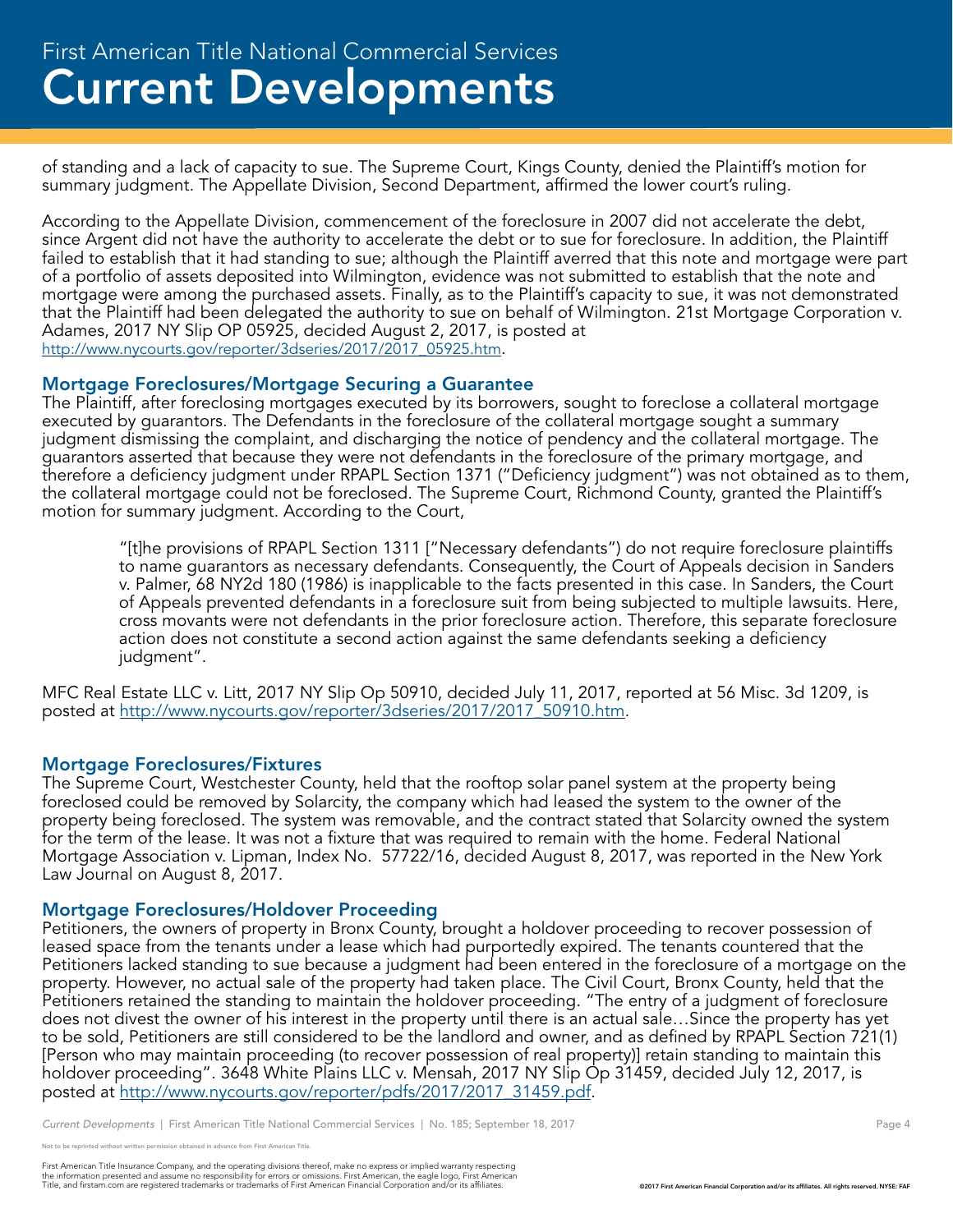of standing and a lack of capacity to sue. The Supreme Court, Kings County, denied the Plaintiff's motion for summary judgment. The Appellate Division, Second Department, affirmed the lower court's ruling.

According to the Appellate Division, commencement of the foreclosure in 2007 did not accelerate the debt, since Argent did not have the authority to accelerate the debt or to sue for foreclosure. In addition, the Plaintiff failed to establish that it had standing to sue; although the Plaintiff averred that this note and mortgage were part of a portfolio of assets deposited into Wilmington, evidence was not submitted to establish that the note and mortgage were among the purchased assets. Finally, as to the Plaintiff's capacity to sue, it was not demonstrated that the Plaintiff had been delegated the authority to sue on behalf of Wilmington. 21st Mortgage Corporation v. Adames, 2017 NY Slip OP 05925, decided August 2, 2017, is posted at http://www.nycourts.gov/reporter/3dseries/2017/2017_05925.htm.

### Mortgage Foreclosures/Mortgage Securing a Guarantee

The Plaintiff, after foreclosing mortgages executed by its borrowers, sought to foreclose a collateral mortgage executed by guarantors. The Defendants in the foreclosure of the collateral mortgage sought a summary judgment dismissing the complaint, and discharging the notice of pendency and the collateral mortgage. The guarantors asserted that because they were not defendants in the foreclosure of the primary mortgage, and therefore a deficiency judgment under RPAPL Section 1371 ("Deficiency judgment") was not obtained as to them, the collateral mortgage could not be foreclosed. The Supreme Court, Richmond County, granted the Plaintiff's motion for summary judgment. According to the Court,

> "[t]he provisions of RPAPL Section 1311 ["Necessary defendants") do not require foreclosure plaintiffs to name guarantors as necessary defendants. Consequently, the Court of Appeals decision in Sanders v. Palmer, 68 NY2d 180 (1986) is inapplicable to the facts presented in this case. In Sanders, the Court of Appeals prevented defendants in a foreclosure suit from being subjected to multiple lawsuits. Here, cross movants were not defendants in the prior foreclosure action. Therefore, this separate foreclosure action does not constitute a second action against the same defendants seeking a deficiency judgment".

MFC Real Estate LLC v. Litt, 2017 NY Slip Op 50910, decided July 11, 2017, reported at 56 Misc. 3d 1209, is posted at http://www.nycourts.gov/reporter/3dseries/2017/2017_50910.htm.

### Mortgage Foreclosures/Fixtures

The Supreme Court, Westchester County, held that the rooftop solar panel system at the property being foreclosed could be removed by Solarcity, the company which had leased the system to the owner of the property being foreclosed. The system was removable, and the contract stated that Solarcity owned the system for the term of the lease. It was not a fixture that was required to remain with the home. Federal National Mortgage Association v. Lipman, Index No. 57722/16, decided August 8, 2017, was reported in the New York Law Journal on August 8, 2017.

### Mortgage Foreclosures/Holdover Proceeding

Petitioners, the owners of property in Bronx County, brought a holdover proceeding to recover possession of leased space from the tenants under a lease which had purportedly expired. The tenants countered that the Petitioners lacked standing to sue because a judgment had been entered in the foreclosure of a mortgage on the property. However, no actual sale of the property had taken place. The Civil Court, Bronx County, held that the Petitioners retained the standing to maintain the holdover proceeding. "The entry of a judgment of foreclosure does not divest the owner of his interest in the property until there is an actual sale…Since the property has yet to be sold, Petitioners are still considered to be the landlord and owner, and as defined by RPAPL Section 721(1) [Person who may maintain proceeding (to recover possession of real property)] retain standing to maintain this holdover proceeding". 3648 White Plains LLC v. Mensah, 2017 NY Slip Op 31459, decided July 12, 2017, is posted at http://www.nycourts.gov/reporter/pdfs/2017/2017_31459.pdf.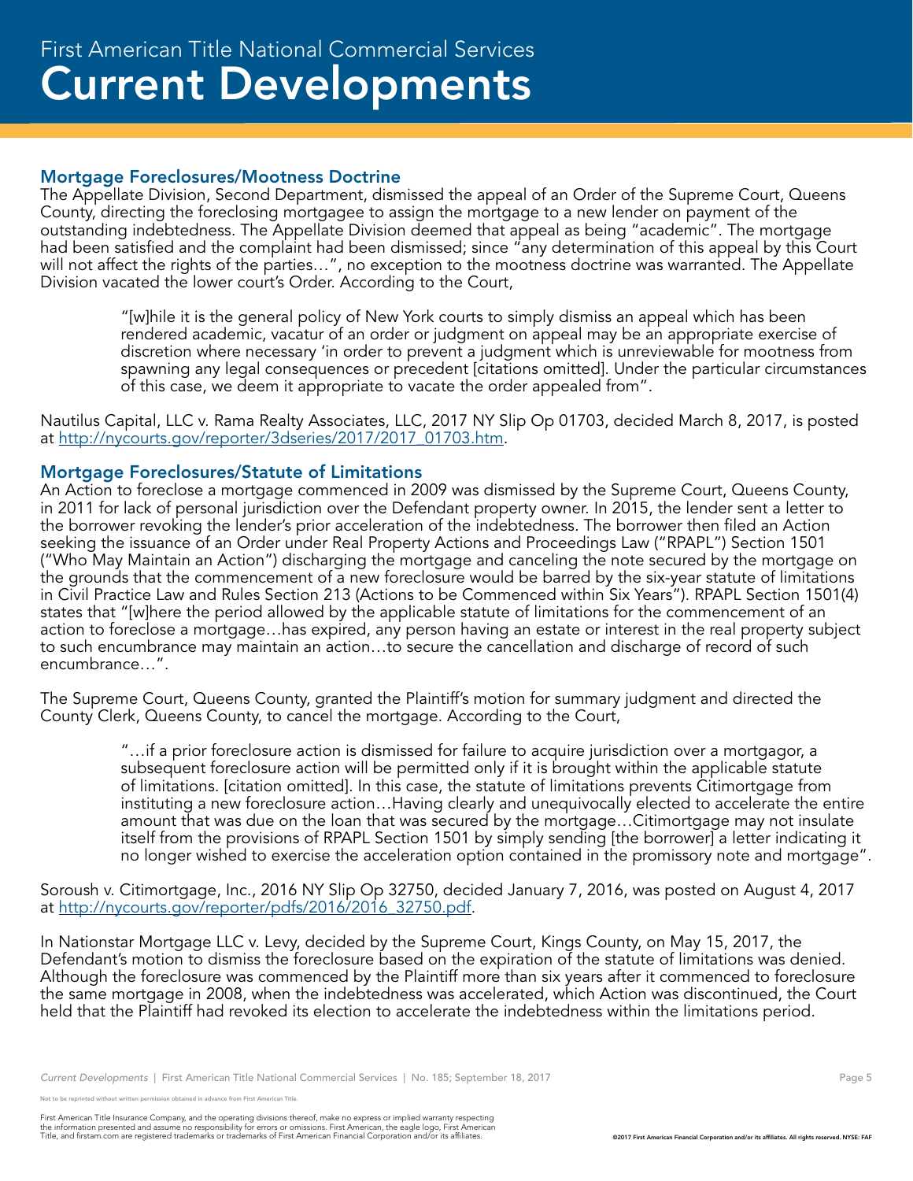## Mortgage Foreclosures/Mootness Doctrine

The Appellate Division, Second Department, dismissed the appeal of an Order of the Supreme Court, Queens County, directing the foreclosing mortgagee to assign the mortgage to a new lender on payment of the outstanding indebtedness. The Appellate Division deemed that appeal as being "academic". The mortgage had been satisfied and the complaint had been dismissed; since "any determination of this appeal by this Court will not affect the rights of the parties…", no exception to the mootness doctrine was warranted. The Appellate Division vacated the lower court's Order. According to the Court,

> "[w]hile it is the general policy of New York courts to simply dismiss an appeal which has been rendered academic, vacatur of an order or judgment on appeal may be an appropriate exercise of discretion where necessary 'in order to prevent a judgment which is unreviewable for mootness from spawning any legal consequences or precedent [citations omitted]. Under the particular circumstances of this case, we deem it appropriate to vacate the order appealed from".

Nautilus Capital, LLC v. Rama Realty Associates, LLC, 2017 NY Slip Op 01703, decided March 8, 2017, is posted at http://nycourts.gov/reporter/3dseries/2017/2017_01703.htm.

## Mortgage Foreclosures/Statute of Limitations

An Action to foreclose a mortgage commenced in 2009 was dismissed by the Supreme Court, Queens County, in 2011 for lack of personal jurisdiction over the Defendant property owner. In 2015, the lender sent a letter to the borrower revoking the lender's prior acceleration of the indebtedness. The borrower then filed an Action seeking the issuance of an Order under Real Property Actions and Proceedings Law ("RPAPL") Section 1501 ("Who May Maintain an Action") discharging the mortgage and canceling the note secured by the mortgage on the grounds that the commencement of a new foreclosure would be barred by the six-year statute of limitations in Civil Practice Law and Rules Section 213 (Actions to be Commenced within Six Years"). RPAPL Section 1501(4) states that "[w]here the period allowed by the applicable statute of limitations for the commencement of an action to foreclose a mortgage…has expired, any person having an estate or interest in the real property subject to such encumbrance may maintain an action…to secure the cancellation and discharge of record of such encumbrance…".

The Supreme Court, Queens County, granted the Plaintiff's motion for summary judgment and directed the County Clerk, Queens County, to cancel the mortgage. According to the Court,

> "…if a prior foreclosure action is dismissed for failure to acquire jurisdiction over a mortgagor, a subsequent foreclosure action will be permitted only if it is brought within the applicable statute of limitations. [citation omitted]. In this case, the statute of limitations prevents Citimortgage from instituting a new foreclosure action…Having clearly and unequivocally elected to accelerate the entire amount that was due on the loan that was secured by the mortgage…Citimortgage may not insulate itself from the provisions of RPAPL Section 1501 by simply sending [the borrower] a letter indicating it no longer wished to exercise the acceleration option contained in the promissory note and mortgage".

Soroush v. Citimortgage, Inc., 2016 NY Slip Op 32750, decided January 7, 2016, was posted on August 4, 2017 at http://nycourts.gov/reporter/pdfs/2016/2016_32750.pdf.

In Nationstar Mortgage LLC v. Levy, decided by the Supreme Court, Kings County, on May 15, 2017, the Defendant's motion to dismiss the foreclosure based on the expiration of the statute of limitations was denied. Although the foreclosure was commenced by the Plaintiff more than six years after it commenced to foreclose the same mortgage in 2008, when the indebtedness was accelerated, which Action was discontinued, the Court held that the Plaintiff had revoked its election to accelerate the indebtedness within the limitations period.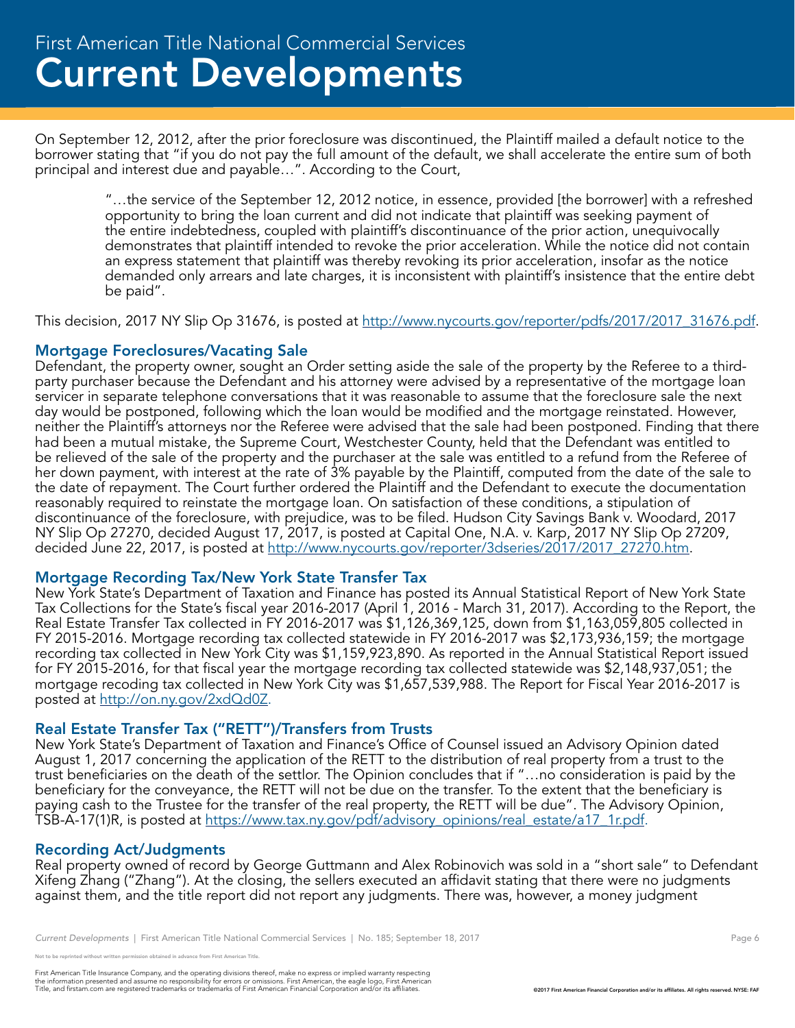On September 12, 2012, after the prior foreclosure was discontinued, the Plaintiff mailed a default notice to the borrower stating that "if you do not pay the full amount of the default, we shall accelerate the entire sum of both principal and interest due and payable…". According to the Court,

> "…the service of the September 12, 2012 notice, in essence, provided [the borrower] with a refreshed opportunity to bring the loan current and did not indicate that plaintiff was seeking payment of the entire indebtedness, coupled with plaintiff's discontinuance of the prior action, unequivocally demonstrates that plaintiff intended to revoke the prior acceleration. While the notice did not contain an express statement that plaintiff was thereby revoking its prior acceleration, insofar as the notice demanded only arrears and late charges, it is inconsistent with plaintiff's insistence that the entire debt be paid".

This decision, 2017 NY Slip Op 31676, is posted at http://www.nycourts.gov/reporter/pdfs/2017/2017_31676.pdf.

### Mortgage Foreclosures/Vacating Sale

Defendant, the property owner, sought an Order setting aside the sale of the property by the Referee to a third-party purchaser because the Defendant and his attorney were advised by a representative of the mortgage loan servicer in separate telephone conversations that it was reasonable to assume that the foreclosure sale the next day would be postponed, following which the loan would be modified and the mortgage reinstated. However, neither the Plaintiff's attorneys nor the Referee were advised that the sale had been postponed. Finding that there had been a mutual mistake, the Supreme Court, Westchester County, held that the Defendant was entitled to be relieved of the sale of the property and the purchaser at the sale was entitled to a refund from the Referee of her down payment, with interest at the rate of 3% payable by the Plaintiff, computed from the date of the sale to the date of repayment. The Court further ordered the Plaintiff and the Defendant to execute the documentation reasonably required to reinstate the mortgage loan. On satisfaction of these conditions, a stipulation of discontinuance of the foreclosure, with prejudice, was to be filed. Hudson City Savings Bank v. Woodard, 2017 NY Slip Op 27270, decided August 17, 2017, is posted at Capital One, N.A. v. Karp, 2017 NY Slip Op 27209, decided June 22, 2017, is posted at http://www.nycourts.gov/reporter/3dseries/2017/2017_27270.htm.

### Mortgage Recording Tax/New York State Transfer Tax

New York State's Department of Taxation and Finance has posted its Annual Statistical Report of New York State Tax Collections for the State's fiscal year 2016-2017 (April 1, 2016 - March 31, 2017). According to the Report, the Real Estate Transfer Tax collected in FY 2016-2017 was $1,126,369,125, down from $1,163,059,805 collected in FY 2015-2016. Mortgage recording tax collected statewide in FY 2016-2017 was $2,173,936,159; the mortgage recording tax collected in New York City was $1,159,923,890. As reported in the Annual Statistical Report issued for FY 2015-2016, for that fiscal year the mortgage recording tax collected statewide was $2,148,937,051; the mortgage recoding tax collected in New York City was $1,657,539,988. The Report for Fiscal Year 2016-2017 is posted at http://on.ny.gov/2xdQd0Z.

### Real Estate Transfer Tax ("RETT")/Transfers from Trusts

New York State's Department of Taxation and Finance's Office of Counsel issued an Advisory Opinion dated August 1, 2017 concerning the application of the RETT to the distribution of real property from a trust to the trust beneficiaries on the death of the settlor. The Opinion concludes that if "…no consideration is paid by the beneficiary for the conveyance, the RETT will not be due on the transfer. To the extent that the beneficiary is paying cash to the Trustee for the transfer of the real property, the RETT will be due". The Advisory Opinion, TSB-A-17(1)R, is posted at https://www.tax.ny.gov/pdf/advisory_opinions/real_estate/a17_1r.pdf.

### Recording Act/Judgments

Real property owned of record by George Guttmann and Alex Robinovich was sold in a "short sale" to Defendant Xifeng Zhang ("Zhang"). At the closing, the sellers executed an affidavit stating that there were no judgments against them, and the title report did not report any judgments. There was, however, a money judgment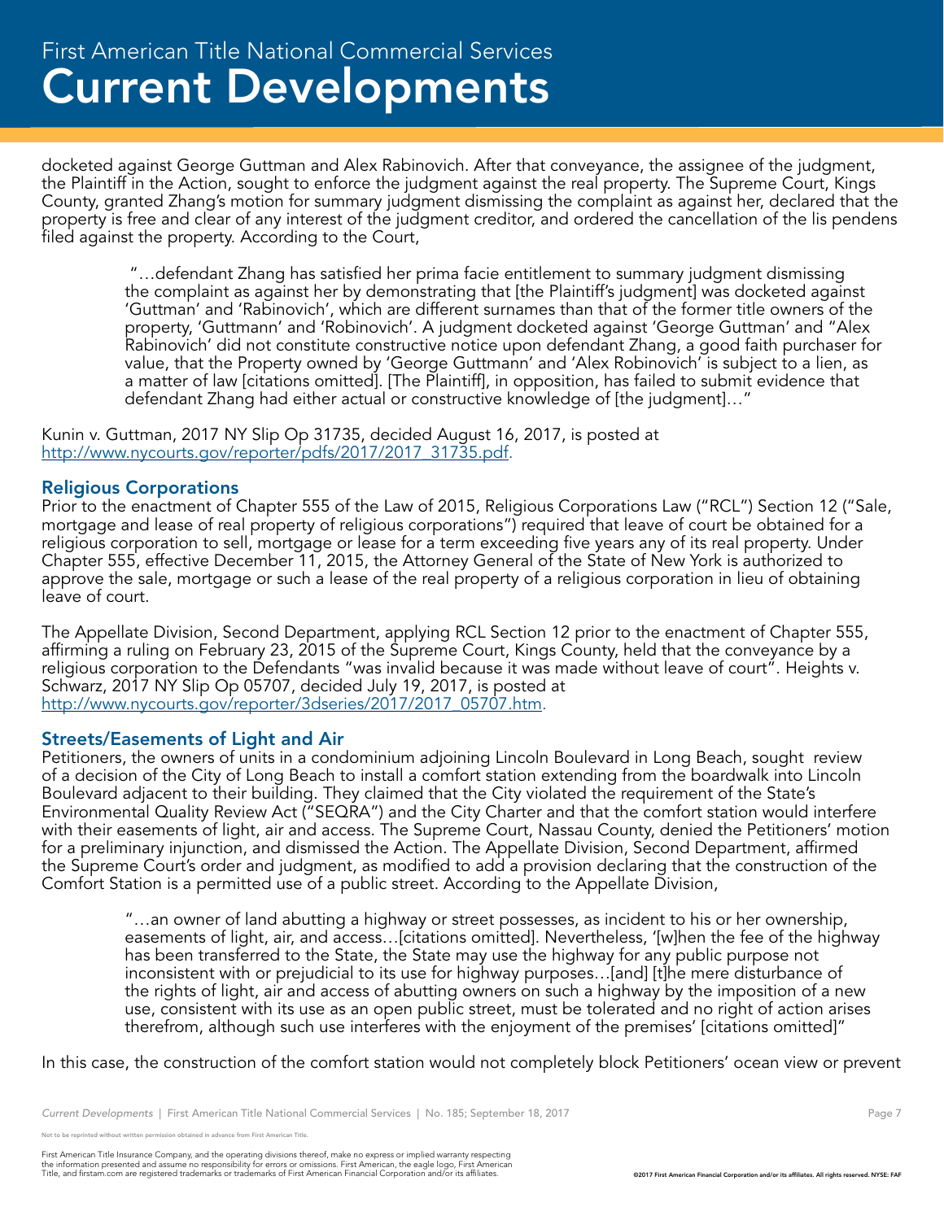docketed against George Guttman and Alex Rabinovich. After that conveyance, the assignee of the judgment, the Plaintiff in the Action, sought to enforce the judgment against the real property. The Supreme Court, Kings County, granted Zhang's motion for summary judgment dismissing the complaint as against her, declared that the property is free and clear of any interest of the judgment creditor, and ordered the cancellation of the lis pendens filed against the property. According to the Court,

> "…defendant Zhang has satisfied her prima facie entitlement to summary judgment dismissing the complaint as against her by demonstrating that [the Plaintiff's judgment] was docketed against 'Guttman' and 'Rabinovich', which are different surnames than that of the former title owners of the property, 'Guttmann' and 'Robinovich'. A judgment docketed against 'George Guttman' and "Alex Rabinovich' did not constitute constructive notice upon defendant Zhang, a good faith purchaser for value, that the Property owned by 'George Guttmann' and 'Alex Robinovich' is subject to a lien, as a matter of law [citations omitted]. [The Plaintiff], in opposition, has failed to submit evidence that defendant Zhang had either actual or constructive knowledge of [the judgment]…"

Kunin v. Guttman, 2017 NY Slip Op 31735, decided August 16, 2017, is posted at http://www.nycourts.gov/reporter/pdfs/2017/2017_31735.pdf.

## Religious Corporations

Prior to the enactment of Chapter 555 of the Law of 2015, Religious Corporations Law ("RCL") Section 12 ("Sale, mortgage and lease of real property of religious corporations") required that leave of court be obtained for a religious corporation to sell, mortgage or lease for a term exceeding five years any of its real property. Under Chapter 555, effective December 11, 2015, the Attorney General of the State of New York is authorized to approve the sale, mortgage or such a lease of the real property of a religious corporation in lieu of obtaining leave of court.

The Appellate Division, Second Department, applying RCL Section 12 prior to the enactment of Chapter 555, affirming a ruling on February 23, 2015 of the Supreme Court, Kings County, held that the conveyance by a religious corporation to the Defendants "was invalid because it was made without leave of court". Heights v. Schwarz, 2017 NY Slip Op 05707, decided July 19, 2017, is posted at http://www.nycourts.gov/reporter/3dseries/2017/2017_05707.htm.

## Streets/Easements of Light and Air

Petitioners, the owners of units in a condominium adjoining Lincoln Boulevard in Long Beach, sought review of a decision of the City of Long Beach to install a comfort station extending from the boardwalk into Lincoln Boulevard adjacent to their building. They claimed that the City violated the requirement of the State's Environmental Quality Review Act ("SEQRA") and the City Charter and that the comfort station would interfere with their easements of light, air and access. The Supreme Court, Nassau County, denied the Petitioners' motion for a preliminary injunction, and dismissed the Action. The Appellate Division, Second Department, affirmed the Supreme Court's order and judgment, as modified to add a provision declaring that the construction of the Comfort Station is a permitted use of a public street. According to the Appellate Division,

> "…an owner of land abutting a highway or street possesses, as incident to his or her ownership, easements of light, air, and access…[citations omitted]. Nevertheless, '[w]hen the fee of the highway has been transferred to the State, the State may use the highway for any public purpose not inconsistent with or prejudicial to its use for highway purposes…[and] [t]he mere disturbance of the rights of light, air and access of abutting owners on such a highway by the imposition of a new use, consistent with its use as an open public street, must be tolerated and no right of action arises therefrom, although such use interferes with the enjoyment of the premises' [citations omitted]"

In this case, the construction of the comfort station would not completely block Petitioners' ocean view or prevent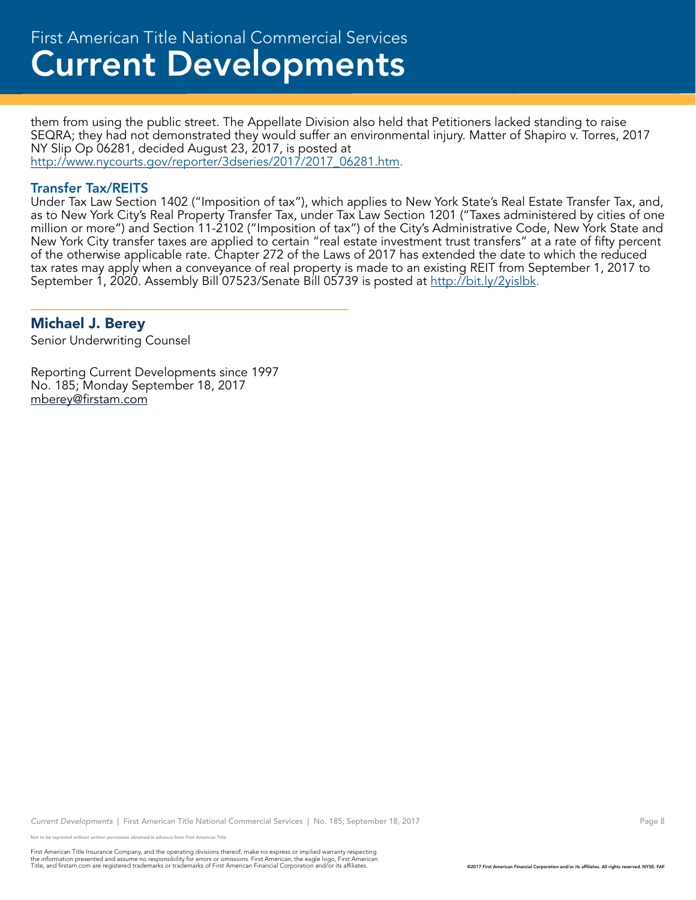them from using the public street. The Appellate Division also held that Petitioners lacked standing to raise SEQRA; they had not demonstrated they would suffer an environmental injury. Matter of Shapiro v. Torres, 2017 NY Slip Op 06281, decided August 23, 2017, is posted at http://www.nycourts.gov/reporter/3dseries/2017/2017_06281.htm.

### Transfer Tax/REITS

Under Tax Law Section 1402 ("Imposition of tax"), which applies to New York State's Real Estate Transfer Tax, and, as to New York City's Real Property Transfer Tax, under Tax Law Section 1201 ("Taxes administered by cities of one million or more") and Section 11-2102 ("Imposition of tax") of the City's Administrative Code, New York State and New York City transfer taxes are applied to certain "real estate investment trust transfers" at a rate of fifty percent of the otherwise applicable rate. Chapter 272 of the Laws of 2017 has extended the date to which the reduced tax rates may apply when a conveyance of real property is made to an existing REIT from September 1, 2017 to September 1, 2020. Assembly Bill 07523/Senate Bill 05739 is posted at http://bit.ly/2yislbk.

---

**Michael J. Berey**
Senior Underwriting Counsel

Reporting Current Developments since 1997
No. 185; Monday September 18, 2017
mberey@firstam.com

Not to be reprinted without written permission obtained in advance from First American Title.

First American Title Insurance Company, and the operating divisions thereof, make no express or implied warranty respecting the information presented and assume no responsibility for errors or omissions. First American, the eagle logo, First American Title, and firstam.com are registered trademarks or trademarks of First American Financial Corporation and/or its affiliates.

©2017 First American Financial Corporation and/or its affiliates. All rights reserved. NYSE: FAF